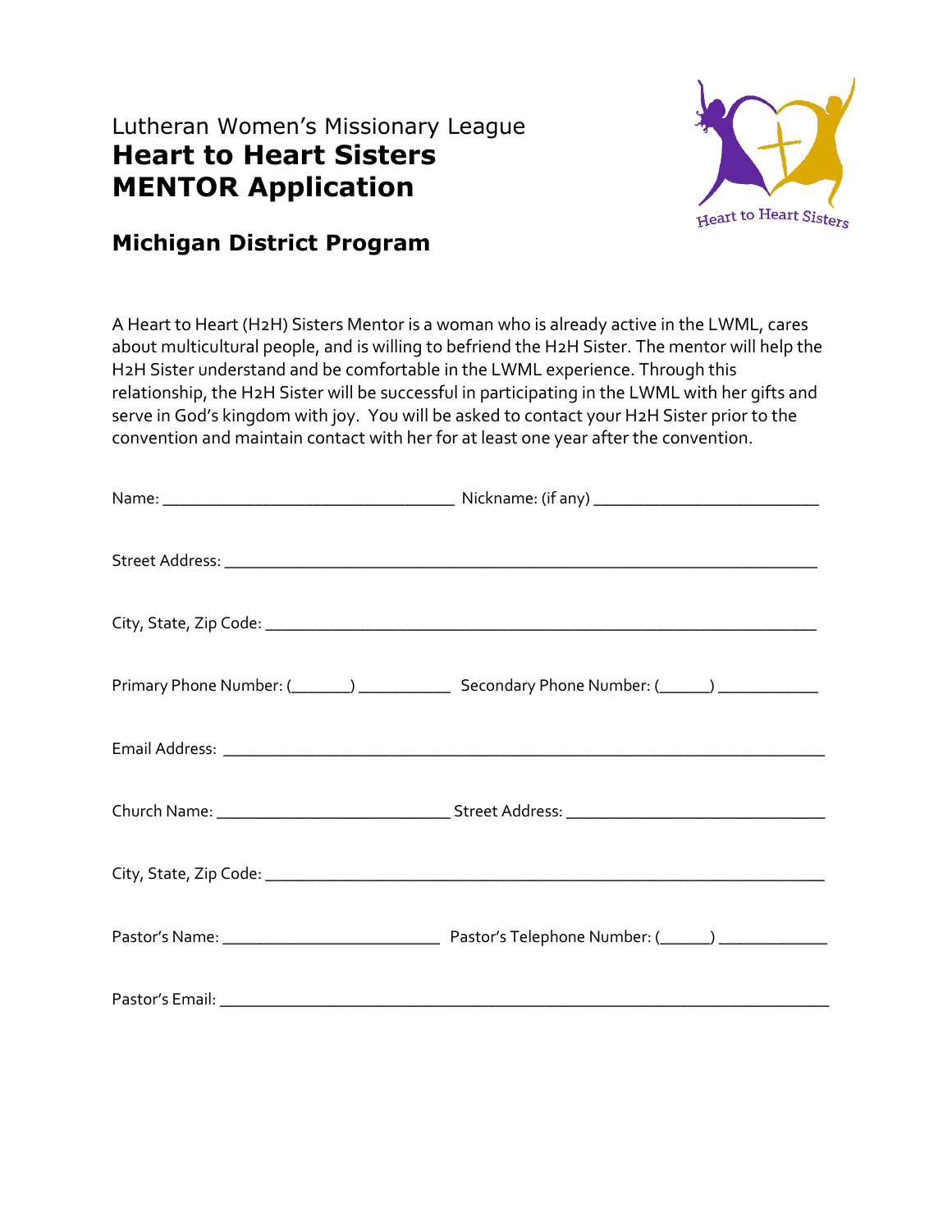Lutheran Women's Missionary League

# Heart to Heart Sisters MENTOR Application

Heart to Heart Sisters

## Michigan District Program

A Heart to Heart (H2H) Sisters Mentor is a woman who is already active in the LWML, cares about multicultural people, and is willing to befriend the H2H Sister. The mentor will help the H2H Sister understand and be comfortable in the LWML experience. Through this relationship, the H2H Sister will be successful in participating in the LWML with her gifts and serve in God's kingdom with joy. You will be asked to contact your H2H Sister prior to the convention and maintain contact with her for at least one year after the convention.

Name: ________________________________ Nickname: (if any) ________________________

Street Address: ________________________________________________________________

City, State, Zip Code: ____________________________________________________________

Primary Phone Number: (______) __________ Secondary Phone Number: (_____) ___________

Email Address: _________________________________________________________________

Church Name: _________________________ Street Address: ____________________________

City, State, Zip Code: _____________________________________________________________

Pastor's Name: ________________________ Pastor's Telephone Number: (_____) ____________

Pastor's Email: __________________________________________________________________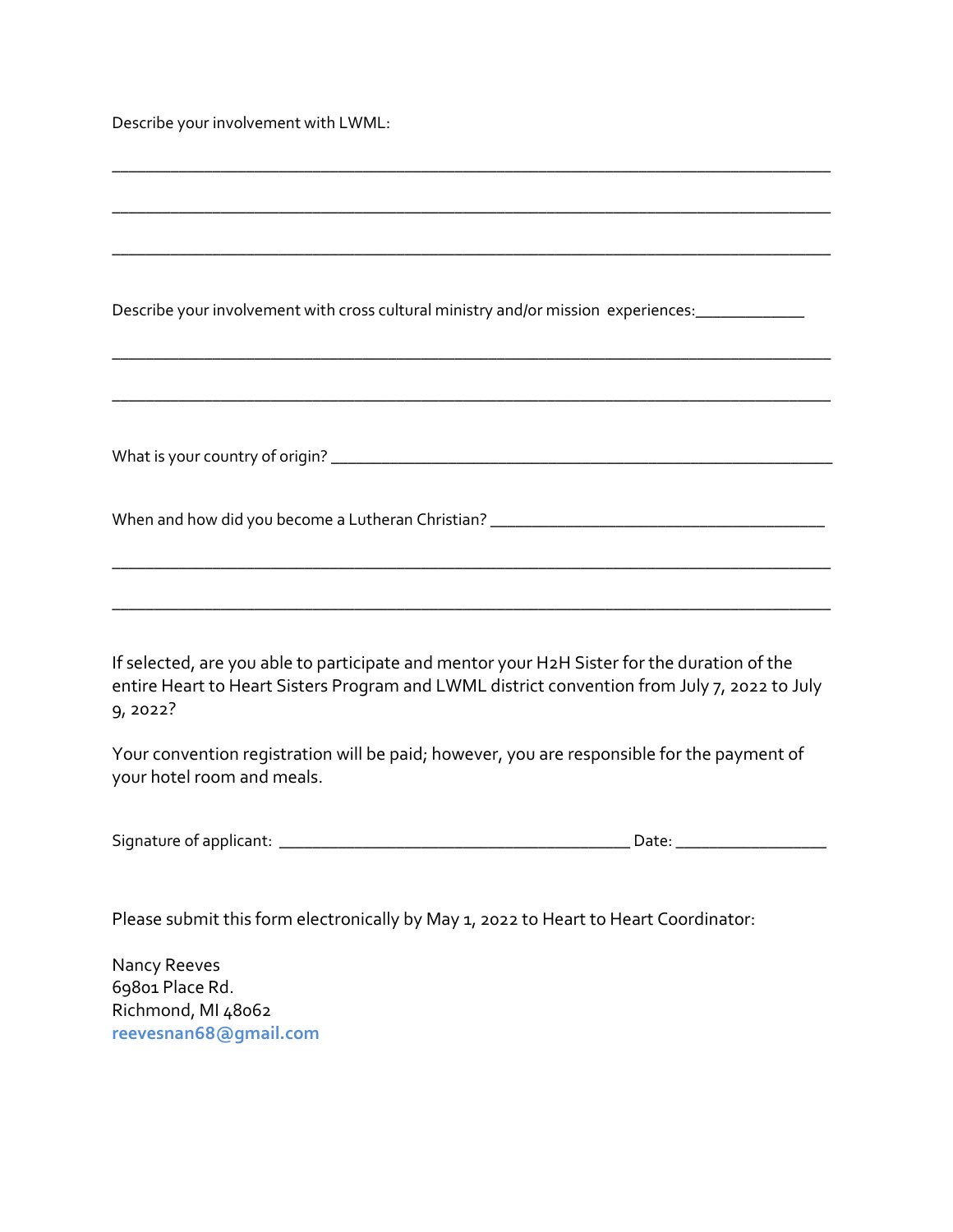Describe your involvement with LWML:

_______________________________________________________________________________

_______________________________________________________________________________

_______________________________________________________________________________

Describe your involvement with cross cultural ministry and/or mission experiences:____________

_______________________________________________________________________________

_______________________________________________________________________________

What is your country of origin? ______________________________________________________

When and how did you become a Lutheran Christian? ____________________________________

_______________________________________________________________________________

_______________________________________________________________________________

If selected, are you able to participate and mentor your H2H Sister for the duration of the entire Heart to Heart Sisters Program and LWML district convention from July 7, 2022 to July 9, 2022?

Your convention registration will be paid; however, you are responsible for the payment of your hotel room and meals.

Signature of applicant: _______________________________________ Date: _________________

Please submit this form electronically by May 1, 2022 to Heart to Heart Coordinator:

Nancy Reeves
69801 Place Rd.
Richmond, MI 48062
**reevesnan68@gmail.com**